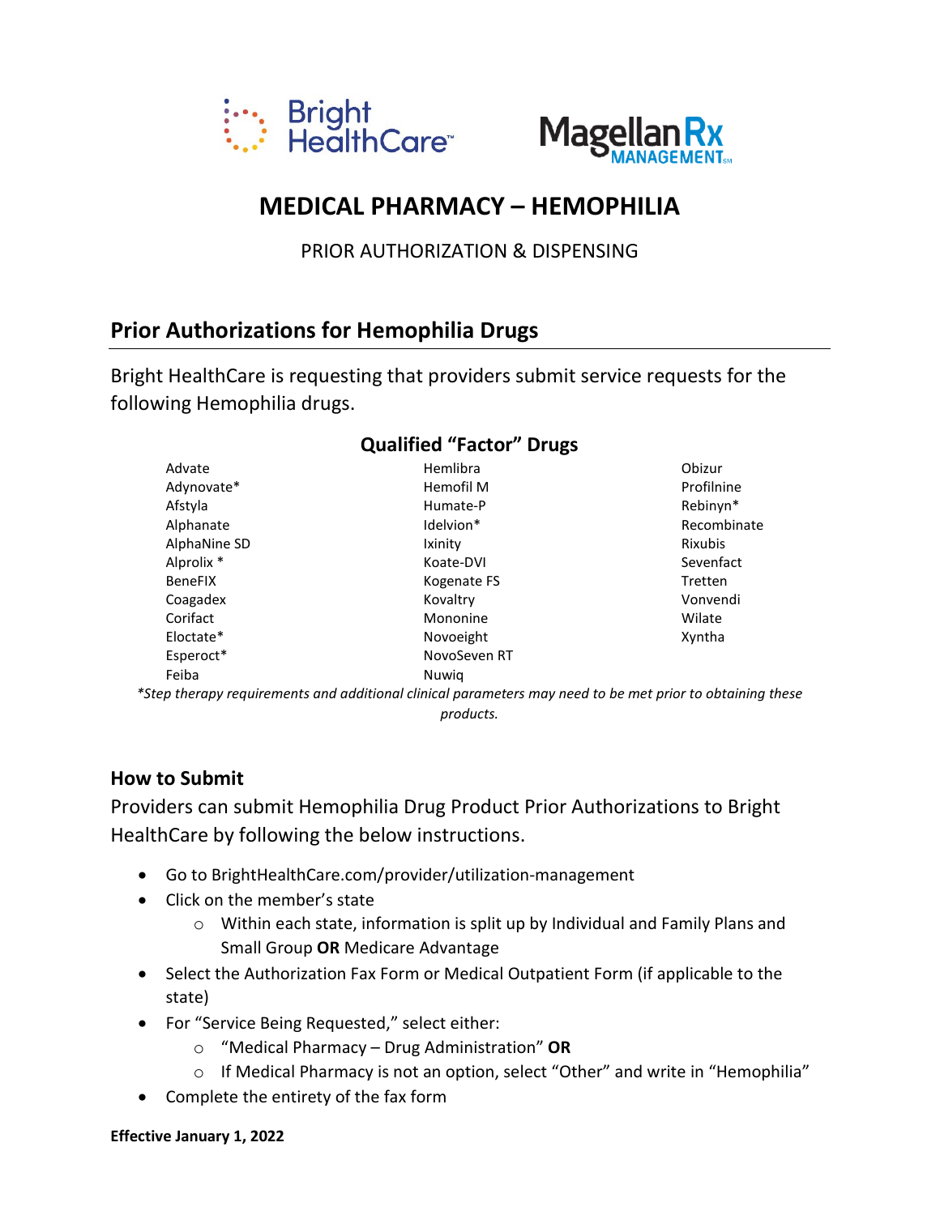Bright HealthCare™ Magellan Rx MANAGEMENT℠

# MEDICAL PHARMACY – HEMOPHILIA

PRIOR AUTHORIZATION & DISPENSING

## Prior Authorizations for Hemophilia Drugs

Bright HealthCare is requesting that providers submit service requests for the following Hemophilia drugs.

### Qualified "Factor" Drugs

| | | |
|---|---|---|
| Advate | Hemlibra | Obizur |
| Adynovate* | Hemofil M | Profilnine |
| Afstyla | Humate-P | Rebinyn* |
| Alphanate | Idelvion* | Recombinate |
| AlphaNine SD | Ixinity | Rixubis |
| Alprolix * | Koate-DVI | Sevenfact |
| BeneFIX | Kogenate FS | Tretten |
| Coagadex | Kovaltry | Vonvendi |
| Corifact | Mononine | Wilate |
| Eloctate* | Novoeight | Xyntha |
| Esperoct* | NovoSeven RT | |
| Feiba | Nuwiq | |

*\*Step therapy requirements and additional clinical parameters may need to be met prior to obtaining these products.*

### How to Submit

Providers can submit Hemophilia Drug Product Prior Authorizations to Bright HealthCare by following the below instructions.

- Go to BrightHealthCare.com/provider/utilization-management
- Click on the member's state
  - Within each state, information is split up by Individual and Family Plans and Small Group **OR** Medicare Advantage
- Select the Authorization Fax Form or Medical Outpatient Form (if applicable to the state)
- For "Service Being Requested," select either:
  - "Medical Pharmacy – Drug Administration" **OR**
  - If Medical Pharmacy is not an option, select "Other" and write in "Hemophilia"
- Complete the entirety of the fax form

**Effective January 1, 2022**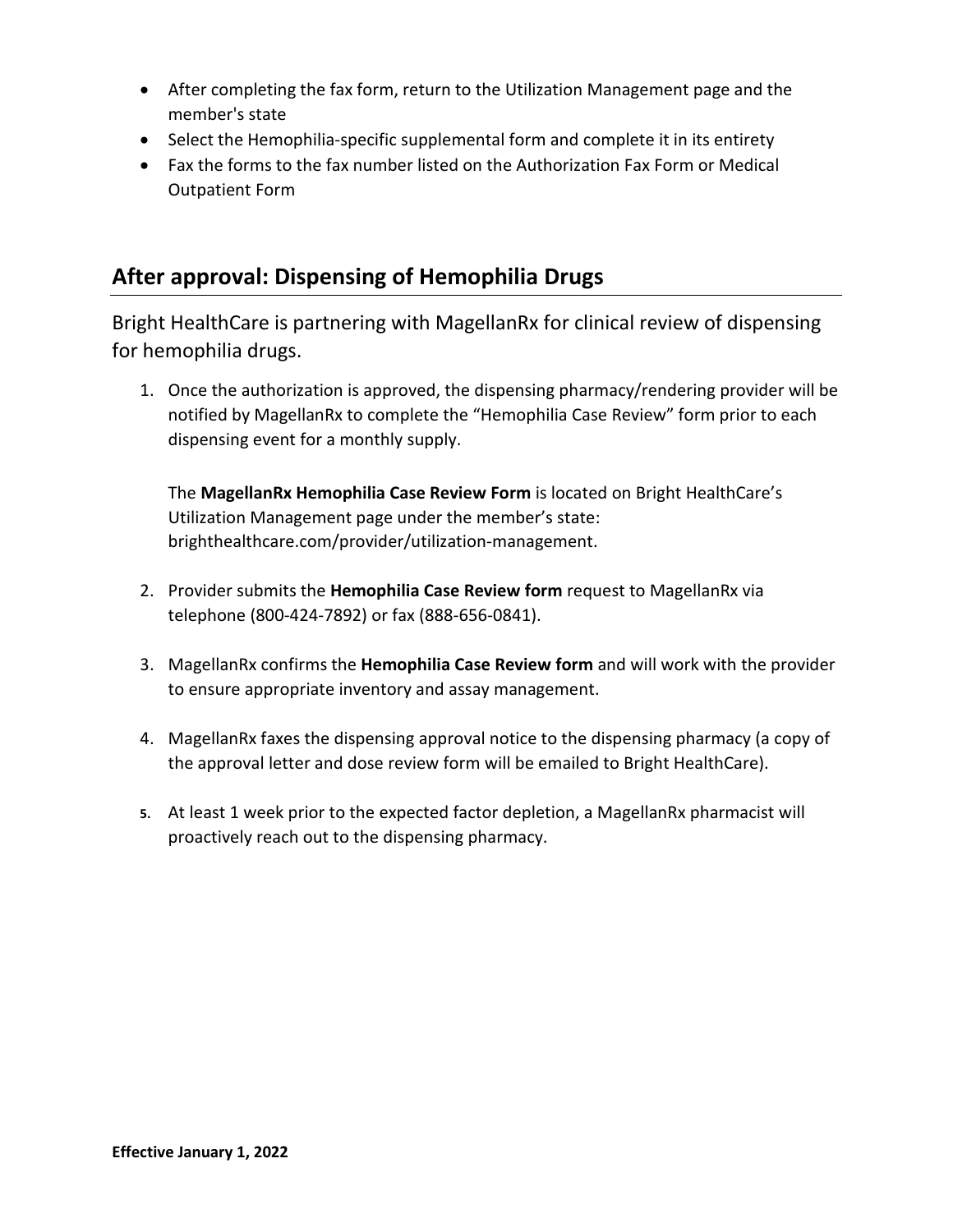- After completing the fax form, return to the Utilization Management page and the member's state
- Select the Hemophilia-specific supplemental form and complete it in its entirety
- Fax the forms to the fax number listed on the Authorization Fax Form or Medical Outpatient Form

## After approval: Dispensing of Hemophilia Drugs

Bright HealthCare is partnering with MagellanRx for clinical review of dispensing for hemophilia drugs.

1. Once the authorization is approved, the dispensing pharmacy/rendering provider will be notified by MagellanRx to complete the "Hemophilia Case Review" form prior to each dispensing event for a monthly supply.

   The **MagellanRx Hemophilia Case Review Form** is located on Bright HealthCare's Utilization Management page under the member's state: brighthealthcare.com/provider/utilization-management.

2. Provider submits the **Hemophilia Case Review form** request to MagellanRx via telephone (800-424-7892) or fax (888-656-0841).

3. MagellanRx confirms the **Hemophilia Case Review form** and will work with the provider to ensure appropriate inventory and assay management.

4. MagellanRx faxes the dispensing approval notice to the dispensing pharmacy (a copy of the approval letter and dose review form will be emailed to Bright HealthCare).

5. At least 1 week prior to the expected factor depletion, a MagellanRx pharmacist will proactively reach out to the dispensing pharmacy.

**Effective January 1, 2022**